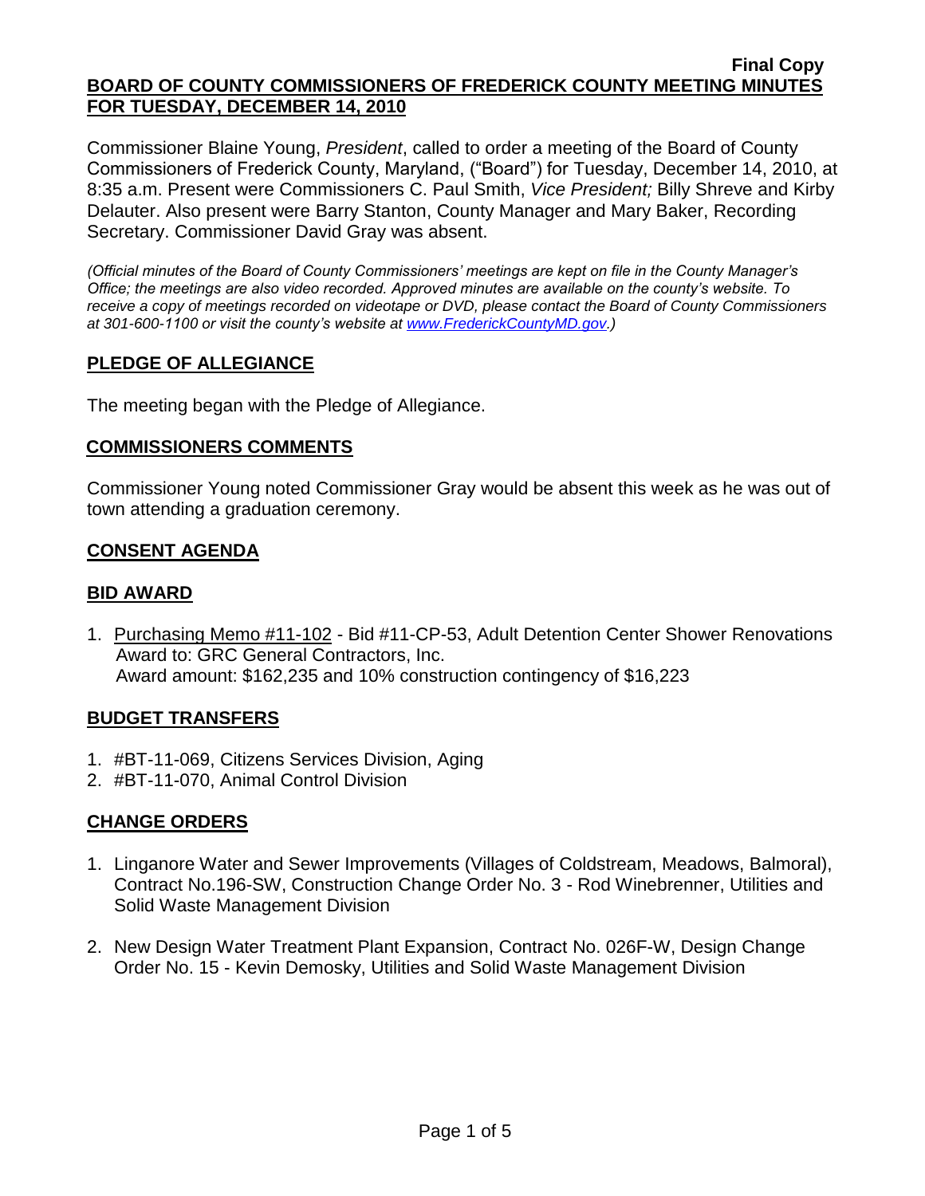**Final Copy**

# BOARD OF COUNTY COMMISSIONERS OF FREDERICK COUNTY MEETING MINUTES FOR TUESDAY, DECEMBER 14, 2010

Commissioner Blaine Young, *President*, called to order a meeting of the Board of County Commissioners of Frederick County, Maryland, ("Board") for Tuesday, December 14, 2010, at 8:35 a.m. Present were Commissioners C. Paul Smith, *Vice President;* Billy Shreve and Kirby Delauter. Also present were Barry Stanton, County Manager and Mary Baker, Recording Secretary. Commissioner David Gray was absent.

*(Official minutes of the Board of County Commissioners' meetings are kept on file in the County Manager's Office; the meetings are also video recorded. Approved minutes are available on the county's website. To receive a copy of meetings recorded on videotape or DVD, please contact the Board of County Commissioners at 301-600-1100 or visit the county's website at www.FrederickCountyMD.gov.)*

## PLEDGE OF ALLEGIANCE

The meeting began with the Pledge of Allegiance.

## COMMISSIONERS COMMENTS

Commissioner Young noted Commissioner Gray would be absent this week as he was out of town attending a graduation ceremony.

## CONSENT AGENDA

## BID AWARD

1. Purchasing Memo #11-102 - Bid #11-CP-53, Adult Detention Center Shower Renovations
   Award to: GRC General Contractors, Inc.
   Award amount: $162,235 and 10% construction contingency of $16,223

## BUDGET TRANSFERS

1. #BT-11-069, Citizens Services Division, Aging
2. #BT-11-070, Animal Control Division

## CHANGE ORDERS

1. Linganore Water and Sewer Improvements (Villages of Coldstream, Meadows, Balmoral), Contract No.196-SW, Construction Change Order No. 3 - Rod Winebrenner, Utilities and Solid Waste Management Division
2. New Design Water Treatment Plant Expansion, Contract No. 026F-W, Design Change Order No. 15 - Kevin Demosky, Utilities and Solid Waste Management Division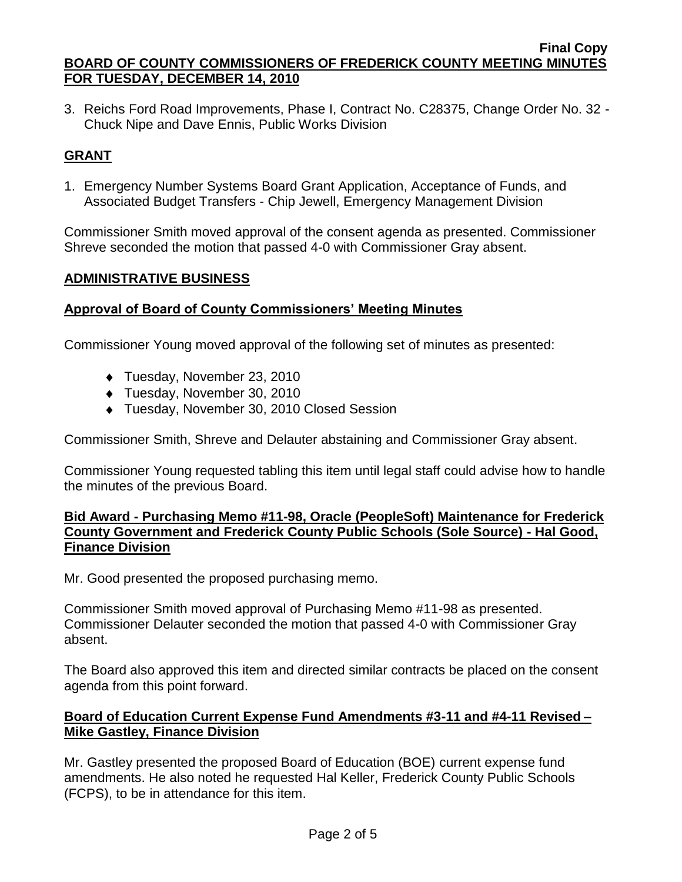3. Reichs Ford Road Improvements, Phase I, Contract No. C28375, Change Order No. 32 - Chuck Nipe and Dave Ennis, Public Works Division

## GRANT

1. Emergency Number Systems Board Grant Application, Acceptance of Funds, and Associated Budget Transfers - Chip Jewell, Emergency Management Division

Commissioner Smith moved approval of the consent agenda as presented. Commissioner Shreve seconded the motion that passed 4-0 with Commissioner Gray absent.

## ADMINISTRATIVE BUSINESS

### Approval of Board of County Commissioners' Meeting Minutes

Commissioner Young moved approval of the following set of minutes as presented:

- Tuesday, November 23, 2010
- Tuesday, November 30, 2010
- Tuesday, November 30, 2010 Closed Session

Commissioner Smith, Shreve and Delauter abstaining and Commissioner Gray absent.

Commissioner Young requested tabling this item until legal staff could advise how to handle the minutes of the previous Board.

### Bid Award - Purchasing Memo #11-98, Oracle (PeopleSoft) Maintenance for Frederick County Government and Frederick County Public Schools (Sole Source) - Hal Good, Finance Division

Mr. Good presented the proposed purchasing memo.

Commissioner Smith moved approval of Purchasing Memo #11-98 as presented. Commissioner Delauter seconded the motion that passed 4-0 with Commissioner Gray absent.

The Board also approved this item and directed similar contracts be placed on the consent agenda from this point forward.

### Board of Education Current Expense Fund Amendments #3-11 and #4-11 Revised – Mike Gastley, Finance Division

Mr. Gastley presented the proposed Board of Education (BOE) current expense fund amendments. He also noted he requested Hal Keller, Frederick County Public Schools (FCPS), to be in attendance for this item.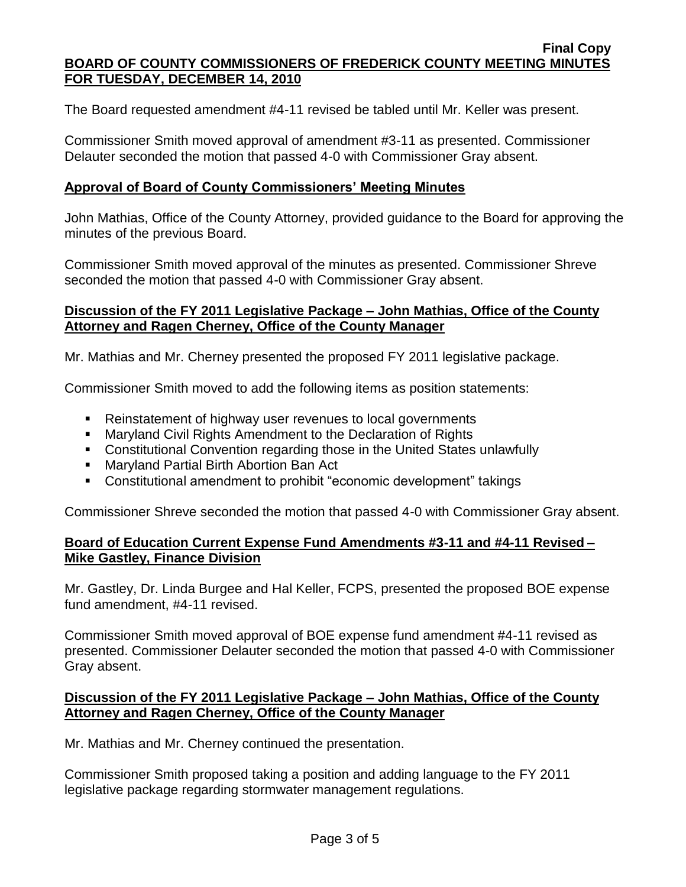The Board requested amendment #4-11 revised be tabled until Mr. Keller was present.

Commissioner Smith moved approval of amendment #3-11 as presented. Commissioner Delauter seconded the motion that passed 4-0 with Commissioner Gray absent.

## **Approval of Board of County Commissioners' Meeting Minutes**

John Mathias, Office of the County Attorney, provided guidance to the Board for approving the minutes of the previous Board.

Commissioner Smith moved approval of the minutes as presented. Commissioner Shreve seconded the motion that passed 4-0 with Commissioner Gray absent.

## **Discussion of the FY 2011 Legislative Package – John Mathias, Office of the County Attorney and Ragen Cherney, Office of the County Manager**

Mr. Mathias and Mr. Cherney presented the proposed FY 2011 legislative package.

Commissioner Smith moved to add the following items as position statements:

- Reinstatement of highway user revenues to local governments
- Maryland Civil Rights Amendment to the Declaration of Rights
- Constitutional Convention regarding those in the United States unlawfully
- Maryland Partial Birth Abortion Ban Act
- Constitutional amendment to prohibit "economic development" takings

Commissioner Shreve seconded the motion that passed 4-0 with Commissioner Gray absent.

## **Board of Education Current Expense Fund Amendments #3-11 and #4-11 Revised – Mike Gastley, Finance Division**

Mr. Gastley, Dr. Linda Burgee and Hal Keller, FCPS, presented the proposed BOE expense fund amendment, #4-11 revised.

Commissioner Smith moved approval of BOE expense fund amendment #4-11 revised as presented. Commissioner Delauter seconded the motion that passed 4-0 with Commissioner Gray absent.

## **Discussion of the FY 2011 Legislative Package – John Mathias, Office of the County Attorney and Ragen Cherney, Office of the County Manager**

Mr. Mathias and Mr. Cherney continued the presentation.

Commissioner Smith proposed taking a position and adding language to the FY 2011 legislative package regarding stormwater management regulations.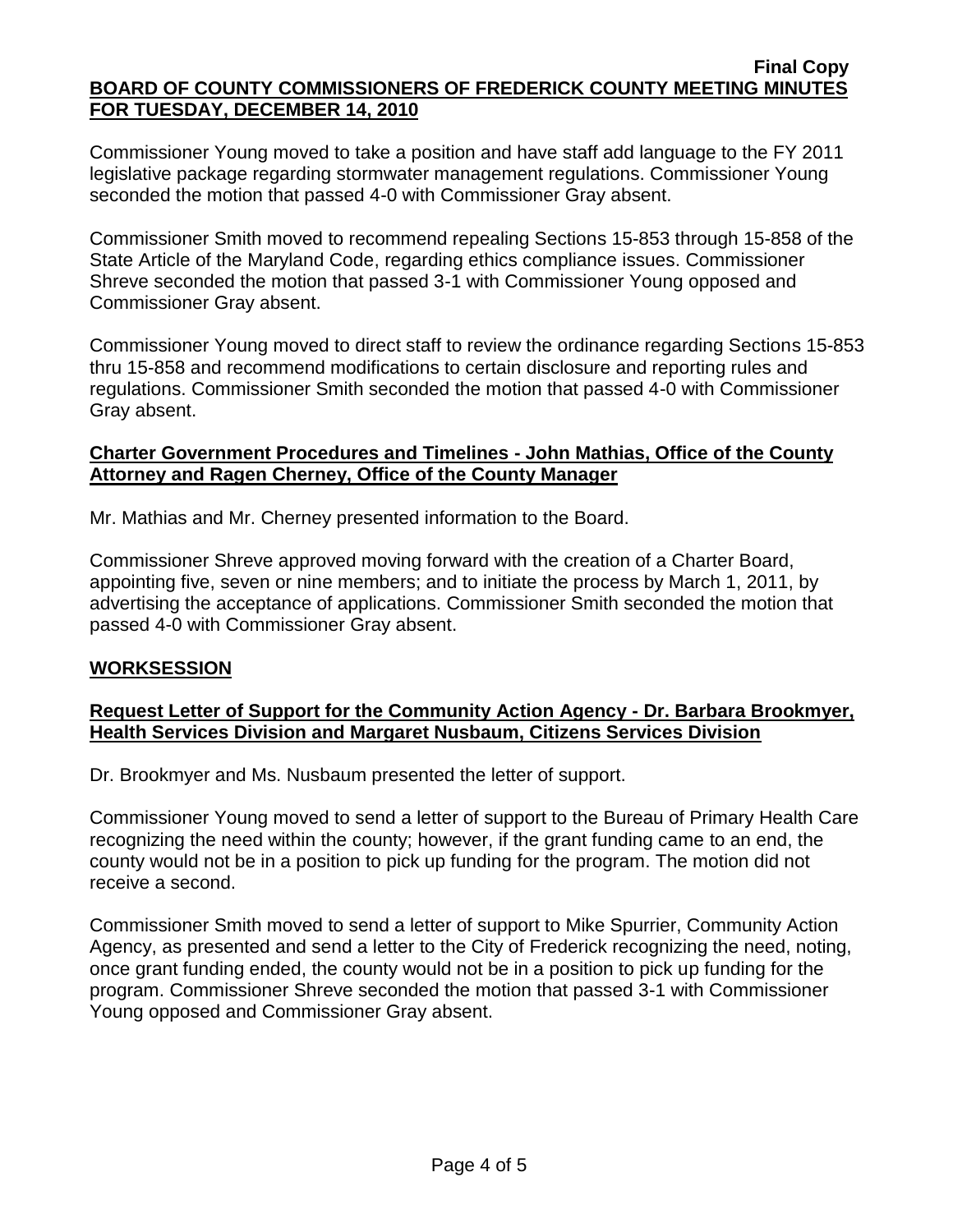Commissioner Young moved to take a position and have staff add language to the FY 2011 legislative package regarding stormwater management regulations. Commissioner Young seconded the motion that passed 4-0 with Commissioner Gray absent.

Commissioner Smith moved to recommend repealing Sections 15-853 through 15-858 of the State Article of the Maryland Code, regarding ethics compliance issues. Commissioner Shreve seconded the motion that passed 3-1 with Commissioner Young opposed and Commissioner Gray absent.

Commissioner Young moved to direct staff to review the ordinance regarding Sections 15-853 thru 15-858 and recommend modifications to certain disclosure and reporting rules and regulations. Commissioner Smith seconded the motion that passed 4-0 with Commissioner Gray absent.

## Charter Government Procedures and Timelines - John Mathias, Office of the County Attorney and Ragen Cherney, Office of the County Manager

Mr. Mathias and Mr. Cherney presented information to the Board.

Commissioner Shreve approved moving forward with the creation of a Charter Board, appointing five, seven or nine members; and to initiate the process by March 1, 2011, by advertising the acceptance of applications. Commissioner Smith seconded the motion that passed 4-0 with Commissioner Gray absent.

## WORKSESSION

## Request Letter of Support for the Community Action Agency - Dr. Barbara Brookmyer, Health Services Division and Margaret Nusbaum, Citizens Services Division

Dr. Brookmyer and Ms. Nusbaum presented the letter of support.

Commissioner Young moved to send a letter of support to the Bureau of Primary Health Care recognizing the need within the county; however, if the grant funding came to an end, the county would not be in a position to pick up funding for the program. The motion did not receive a second.

Commissioner Smith moved to send a letter of support to Mike Spurrier, Community Action Agency, as presented and send a letter to the City of Frederick recognizing the need, noting, once grant funding ended, the county would not be in a position to pick up funding for the program. Commissioner Shreve seconded the motion that passed 3-1 with Commissioner Young opposed and Commissioner Gray absent.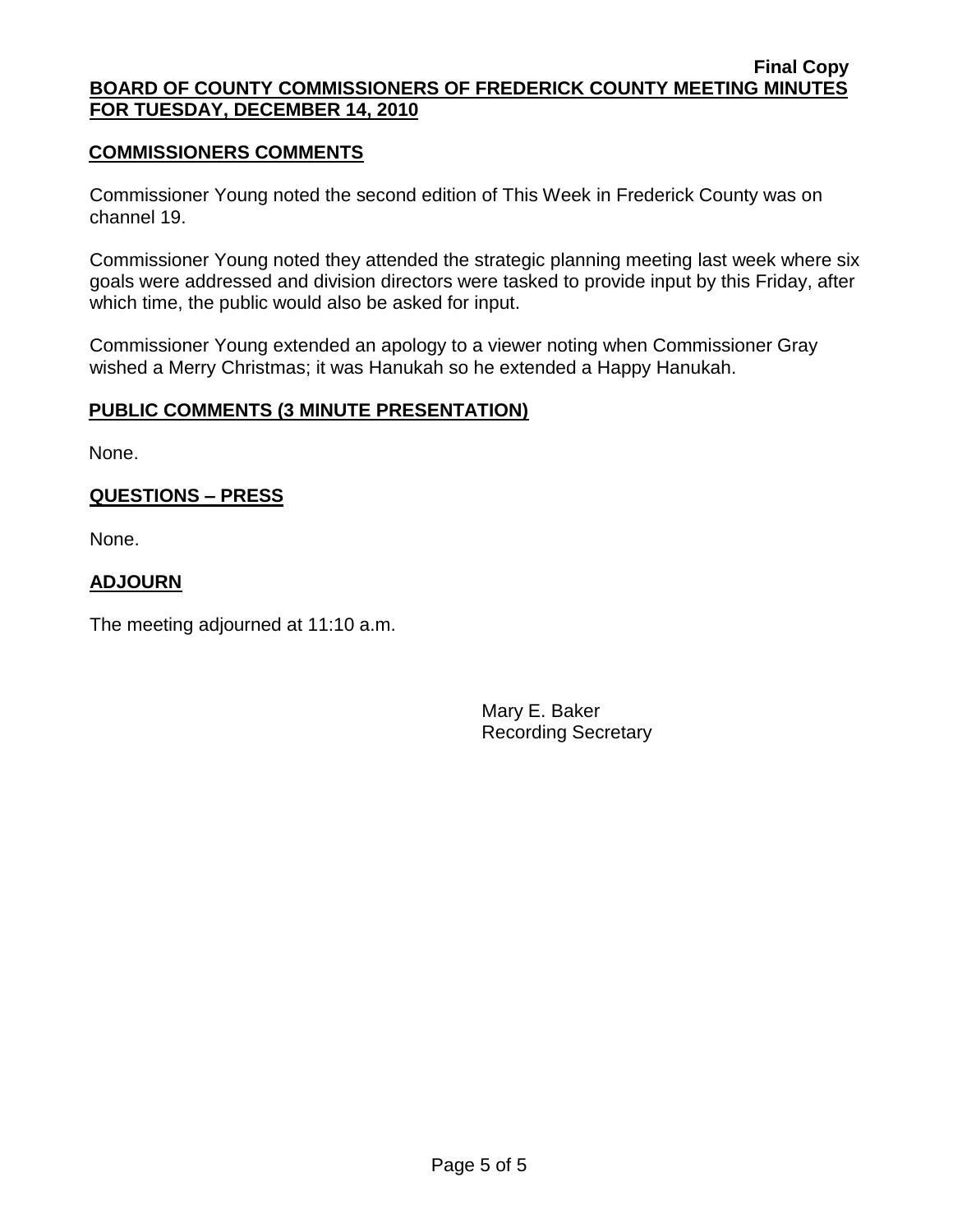**Final Copy**

**BOARD OF COUNTY COMMISSIONERS OF FREDERICK COUNTY MEETING MINUTES FOR TUESDAY, DECEMBER 14, 2010**

## COMMISSIONERS COMMENTS

Commissioner Young noted the second edition of This Week in Frederick County was on channel 19.

Commissioner Young noted they attended the strategic planning meeting last week where six goals were addressed and division directors were tasked to provide input by this Friday, after which time, the public would also be asked for input.

Commissioner Young extended an apology to a viewer noting when Commissioner Gray wished a Merry Christmas; it was Hanukah so he extended a Happy Hanukah.

## PUBLIC COMMENTS (3 MINUTE PRESENTATION)

None.

## QUESTIONS – PRESS

None.

## ADJOURN

The meeting adjourned at 11:10 a.m.

Mary E. Baker
Recording Secretary